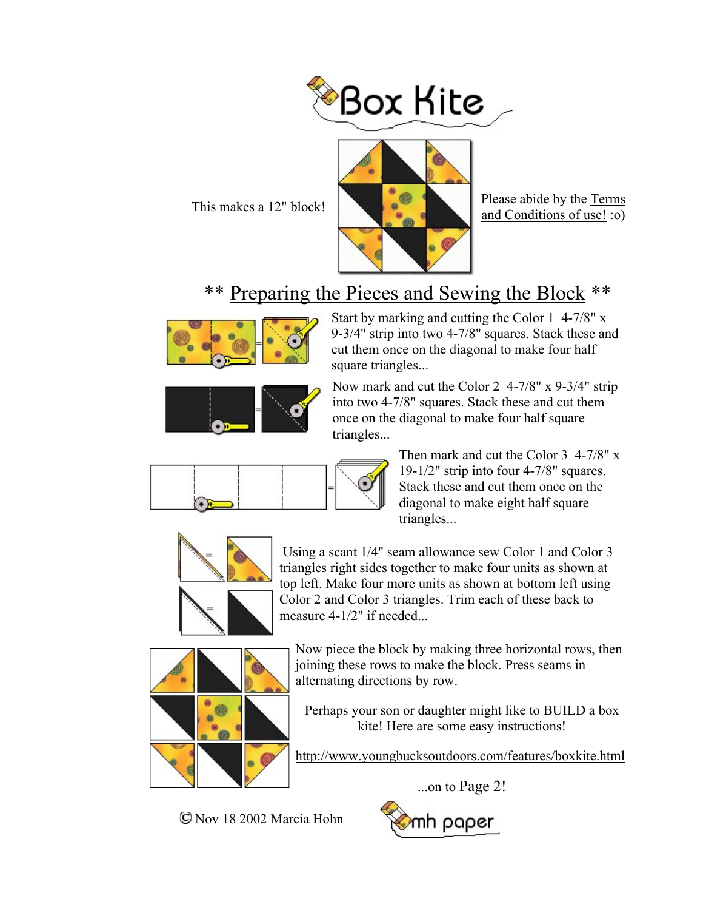# Box Kite

This makes a 12" block!

Please abide by the Terms and Conditions of use! :o)

## ** Preparing the Pieces and Sewing the Block **

Start by marking and cutting the Color 1 4-7/8" x 9-3/4" strip into two 4-7/8" squares. Stack these and cut them once on the diagonal to make four half square triangles...

Now mark and cut the Color 2 4-7/8" x 9-3/4" strip into two 4-7/8" squares. Stack these and cut them once on the diagonal to make four half square triangles...

Then mark and cut the Color 3 4-7/8" x 19-1/2" strip into four 4-7/8" squares. Stack these and cut them once on the diagonal to make eight half square triangles...

Using a scant 1/4" seam allowance sew Color 1 and Color 3 triangles right sides together to make four units as shown at top left. Make four more units as shown at bottom left using Color 2 and Color 3 triangles. Trim each of these back to measure 4-1/2" if needed...

Now piece the block by making three horizontal rows, then joining these rows to make the block. Press seams in alternating directions by row.

Perhaps your son or daughter might like to BUILD a box kite! Here are some easy instructions!

http://www.youngbucksoutdoors.com/features/boxkite.html

...on to Page 2!

© Nov 18 2002 Marcia Hohn

mh paper